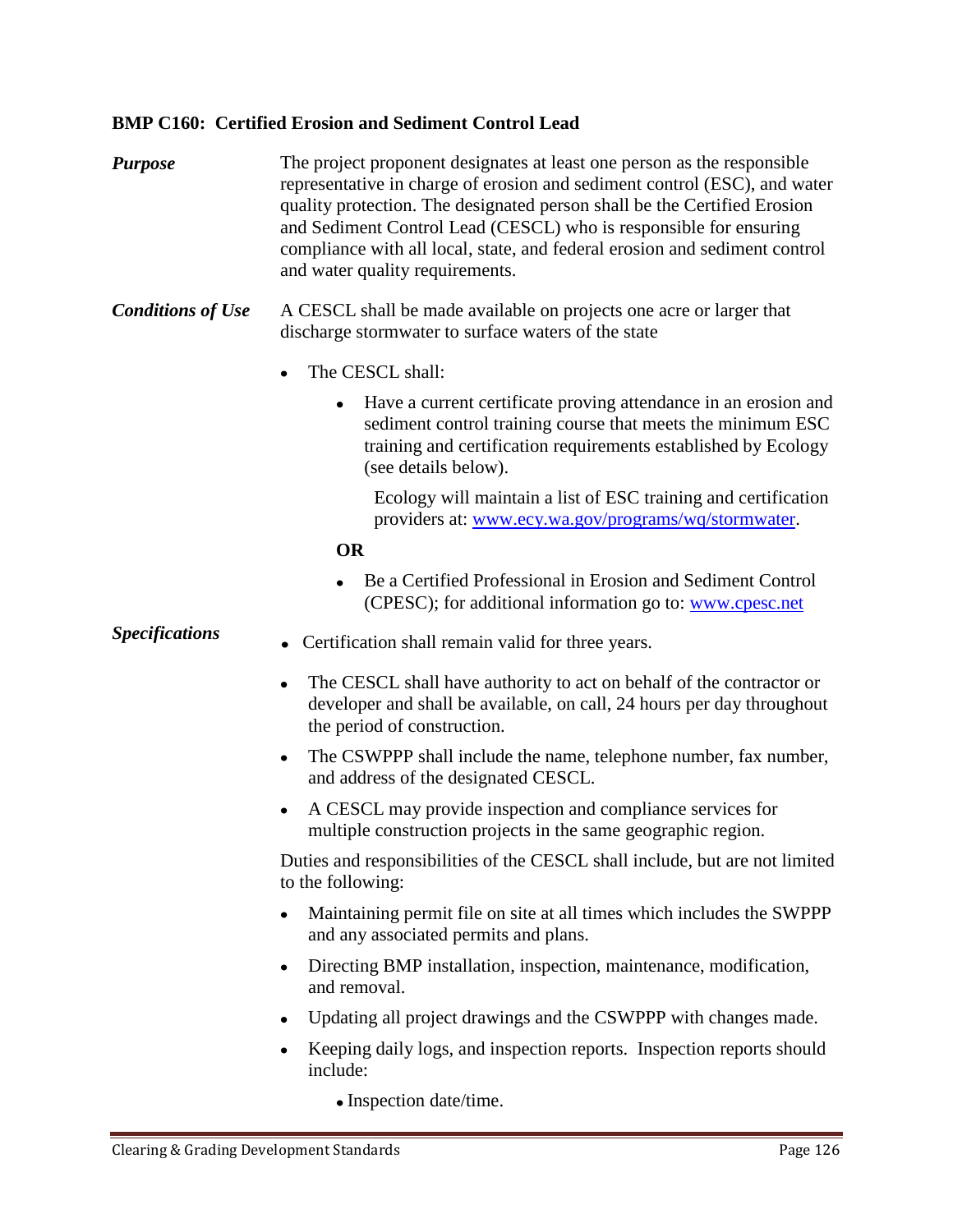### BMP C160: Certified Erosion and Sediment Control Lead

***Purpose***

The project proponent designates at least one person as the responsible representative in charge of erosion and sediment control (ESC), and water quality protection. The designated person shall be the Certified Erosion and Sediment Control Lead (CESCL) who is responsible for ensuring compliance with all local, state, and federal erosion and sediment control and water quality requirements.

***Conditions of Use***

A CESCL shall be made available on projects one acre or larger that discharge stormwater to surface waters of the state

- The CESCL shall:
    - Have a current certificate proving attendance in an erosion and sediment control training course that meets the minimum ESC training and certification requirements established by Ecology (see details below).

      Ecology will maintain a list of ESC training and certification providers at: [www.ecy.wa.gov/programs/wq/stormwater](www.ecy.wa.gov/programs/wq/stormwater).

    **OR**

    - Be a Certified Professional in Erosion and Sediment Control (CPESC); for additional information go to: [www.cpesc.net](www.cpesc.net)

***Specifications***

- Certification shall remain valid for three years.
- The CESCL shall have authority to act on behalf of the contractor or developer and shall be available, on call, 24 hours per day throughout the period of construction.
- The CSWPPP shall include the name, telephone number, fax number, and address of the designated CESCL.
- A CESCL may provide inspection and compliance services for multiple construction projects in the same geographic region.

Duties and responsibilities of the CESCL shall include, but are not limited to the following:

- Maintaining permit file on site at all times which includes the SWPPP and any associated permits and plans.
- Directing BMP installation, inspection, maintenance, modification, and removal.
- Updating all project drawings and the CSWPPP with changes made.
- Keeping daily logs, and inspection reports. Inspection reports should include:
    - Inspection date/time.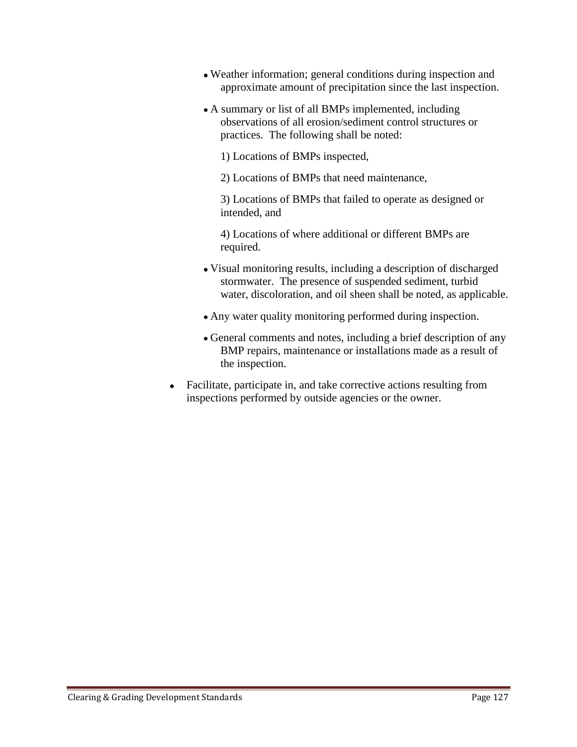- Weather information; general conditions during inspection and approximate amount of precipitation since the last inspection.

- A summary or list of all BMPs implemented, including observations of all erosion/sediment control structures or practices. The following shall be noted:

  1) Locations of BMPs inspected,

  2) Locations of BMPs that need maintenance,

  3) Locations of BMPs that failed to operate as designed or intended, and

  4) Locations of where additional or different BMPs are required.

- Visual monitoring results, including a description of discharged stormwater. The presence of suspended sediment, turbid water, discoloration, and oil sheen shall be noted, as applicable.

- Any water quality monitoring performed during inspection.

- General comments and notes, including a brief description of any BMP repairs, maintenance or installations made as a result of the inspection.

- Facilitate, participate in, and take corrective actions resulting from inspections performed by outside agencies or the owner.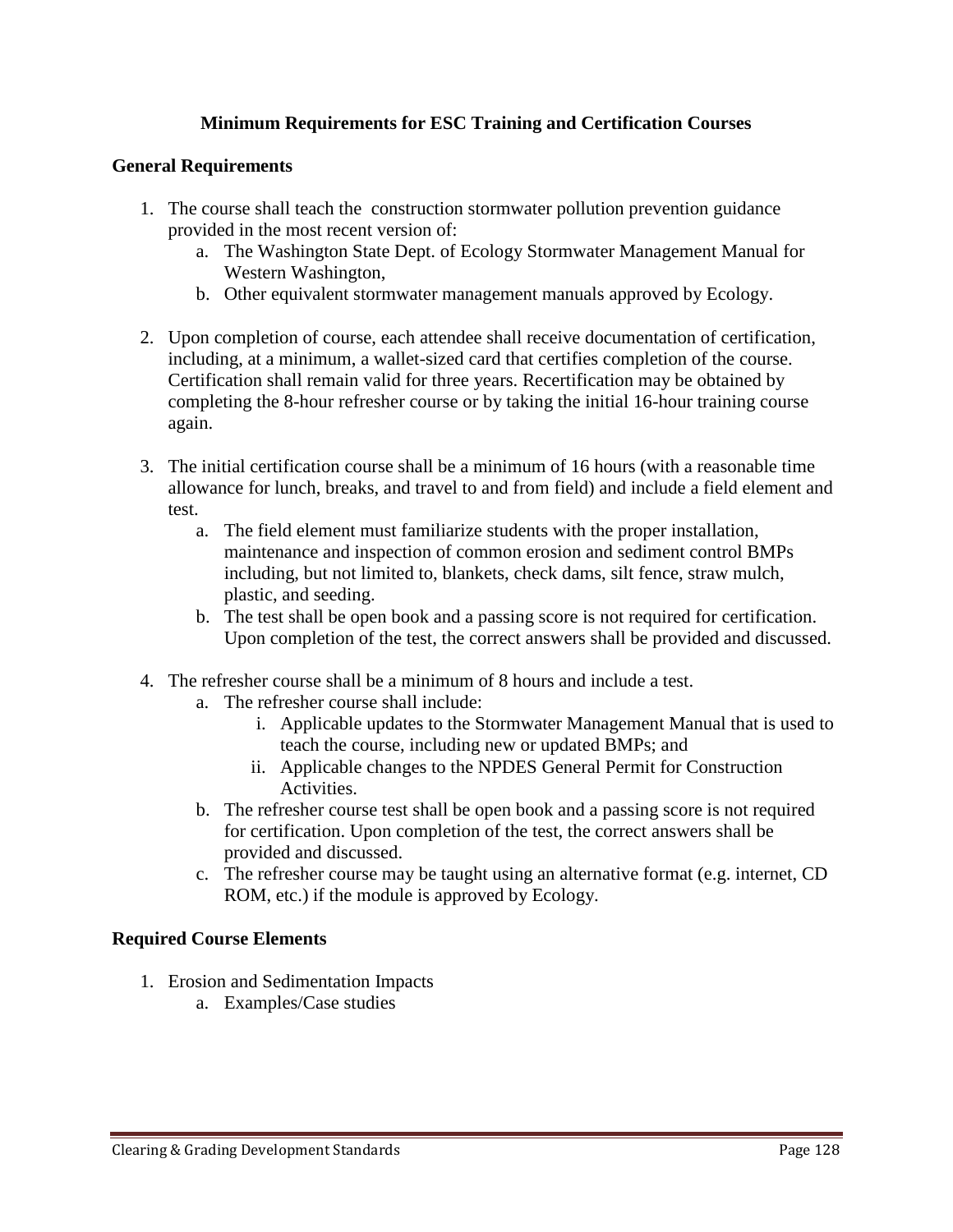# Minimum Requirements for ESC Training and Certification Courses

## General Requirements

1. The course shall teach the construction stormwater pollution prevention guidance provided in the most recent version of:
   a. The Washington State Dept. of Ecology Stormwater Management Manual for Western Washington,
   b. Other equivalent stormwater management manuals approved by Ecology.

2. Upon completion of course, each attendee shall receive documentation of certification, including, at a minimum, a wallet-sized card that certifies completion of the course. Certification shall remain valid for three years. Recertification may be obtained by completing the 8-hour refresher course or by taking the initial 16-hour training course again.

3. The initial certification course shall be a minimum of 16 hours (with a reasonable time allowance for lunch, breaks, and travel to and from field) and include a field element and test.
   a. The field element must familiarize students with the proper installation, maintenance and inspection of common erosion and sediment control BMPs including, but not limited to, blankets, check dams, silt fence, straw mulch, plastic, and seeding.
   b. The test shall be open book and a passing score is not required for certification. Upon completion of the test, the correct answers shall be provided and discussed.

4. The refresher course shall be a minimum of 8 hours and include a test.
   a. The refresher course shall include:
      i. Applicable updates to the Stormwater Management Manual that is used to teach the course, including new or updated BMPs; and
      ii. Applicable changes to the NPDES General Permit for Construction Activities.
   b. The refresher course test shall be open book and a passing score is not required for certification. Upon completion of the test, the correct answers shall be provided and discussed.
   c. The refresher course may be taught using an alternative format (e.g. internet, CD ROM, etc.) if the module is approved by Ecology.

## Required Course Elements

1. Erosion and Sedimentation Impacts
   a. Examples/Case studies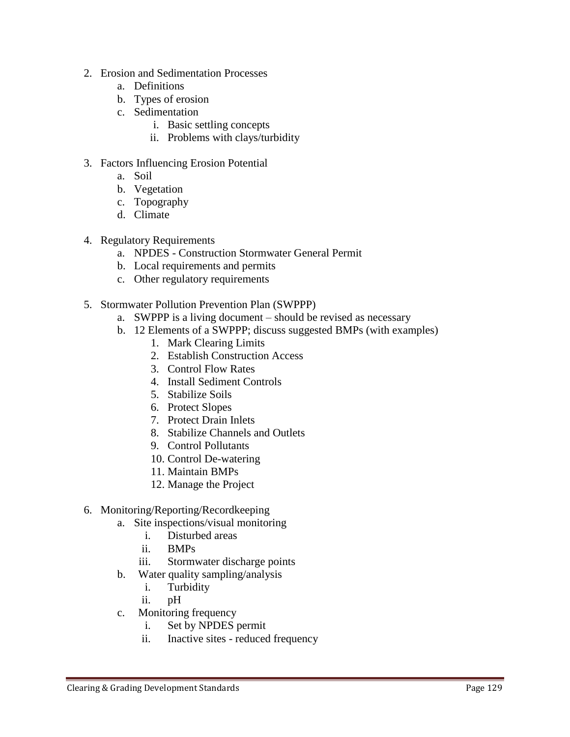2. Erosion and Sedimentation Processes
    a. Definitions
    b. Types of erosion
    c. Sedimentation
        i. Basic settling concepts
        ii. Problems with clays/turbidity

3. Factors Influencing Erosion Potential
    a. Soil
    b. Vegetation
    c. Topography
    d. Climate

4. Regulatory Requirements
    a. NPDES - Construction Stormwater General Permit
    b. Local requirements and permits
    c. Other regulatory requirements

5. Stormwater Pollution Prevention Plan (SWPPP)
    a. SWPPP is a living document – should be revised as necessary
    b. 12 Elements of a SWPPP; discuss suggested BMPs (with examples)
        1. Mark Clearing Limits
        2. Establish Construction Access
        3. Control Flow Rates
        4. Install Sediment Controls
        5. Stabilize Soils
        6. Protect Slopes
        7. Protect Drain Inlets
        8. Stabilize Channels and Outlets
        9. Control Pollutants
        10. Control De-watering
        11. Maintain BMPs
        12. Manage the Project

6. Monitoring/Reporting/Recordkeeping
    a. Site inspections/visual monitoring
        i. Disturbed areas
        ii. BMPs
        iii. Stormwater discharge points
    b. Water quality sampling/analysis
        i. Turbidity
        ii. pH
    c. Monitoring frequency
        i. Set by NPDES permit
        ii. Inactive sites - reduced frequency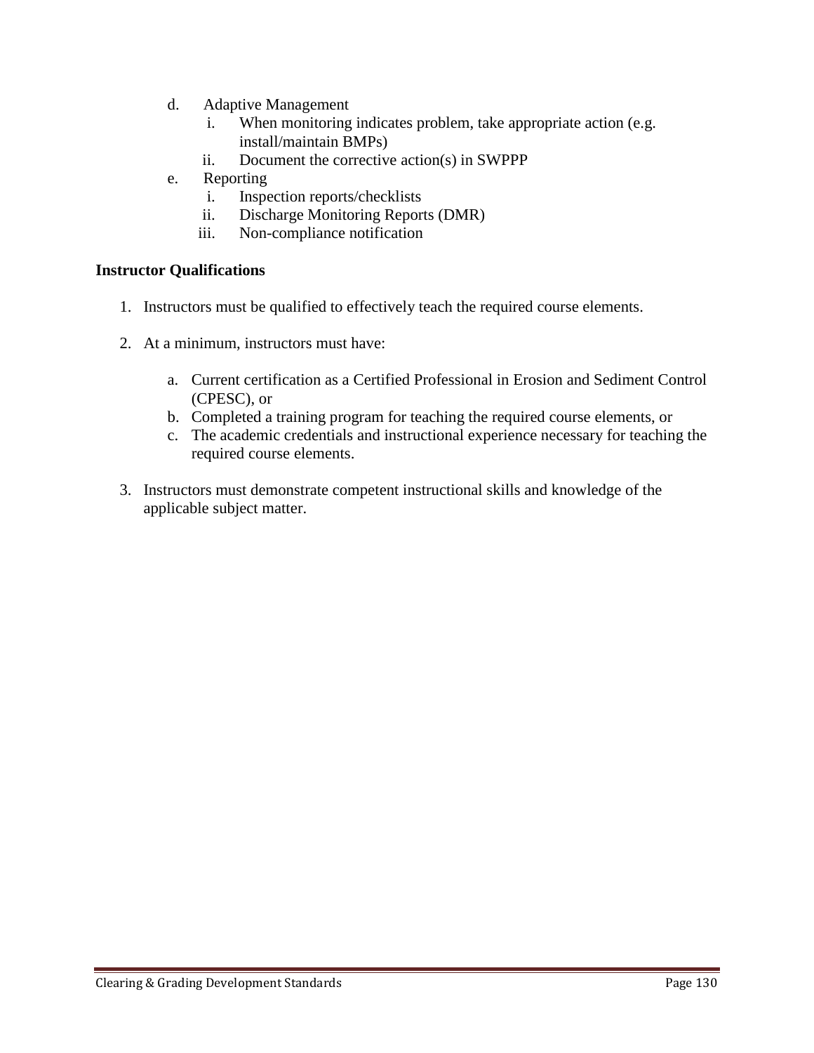d. Adaptive Management
    i. When monitoring indicates problem, take appropriate action (e.g. install/maintain BMPs)
    ii. Document the corrective action(s) in SWPPP
e. Reporting
    i. Inspection reports/checklists
    ii. Discharge Monitoring Reports (DMR)
    iii. Non-compliance notification

**Instructor Qualifications**

1. Instructors must be qualified to effectively teach the required course elements.

2. At a minimum, instructors must have:

    a. Current certification as a Certified Professional in Erosion and Sediment Control (CPESC), or
    b. Completed a training program for teaching the required course elements, or
    c. The academic credentials and instructional experience necessary for teaching the required course elements.

3. Instructors must demonstrate competent instructional skills and knowledge of the applicable subject matter.